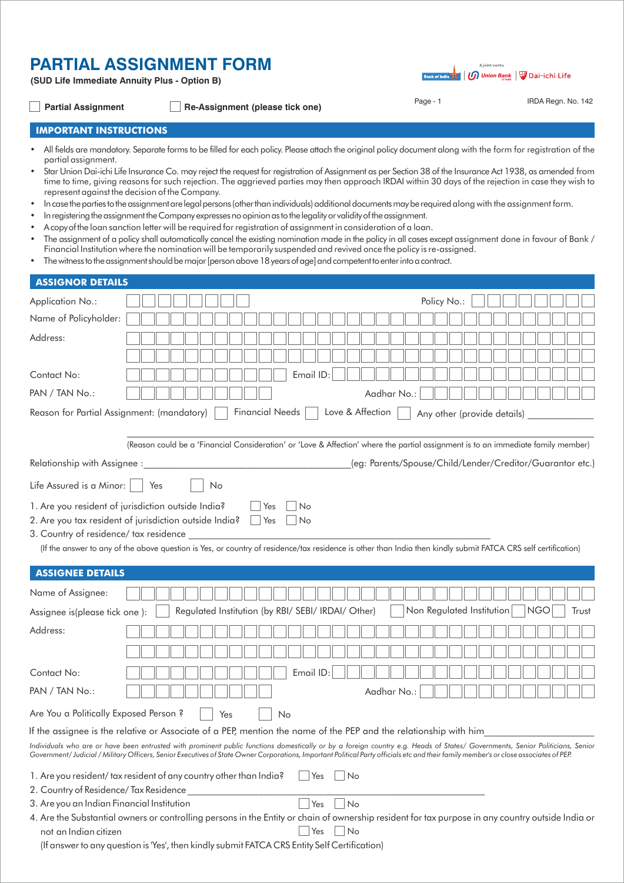# PARTIAL ASSIGNMENT FORM

**(SUD Life Immediate Annuity Plus - Option B)**

IRDA Regn. No. 142

☐ **Partial Assignment** ☐ **Re-Assignment (please tick one)**

## IMPORTANT INSTRUCTIONS

- All fields are mandatory. Separate forms to be filled for each policy. Please attach the original policy document along with the form for registration of the partial assignment.
- Star Union Dai-ichi Life Insurance Co. may reject the request for registration of Assignment as per Section 38 of the Insurance Act 1938, as amended from time to time, giving reasons for such rejection. The aggrieved parties may then approach IRDAI within 30 days of the rejection in case they wish to represent against the decision of the Company.
- In case the parties to the assignment are legal persons (other than individuals) additional documents may be required along with the assignment form.
- In registering the assignment the Company expresses no opinion as to the legality or validity of the assignment.
- A copy of the loan sanction letter will be required for registration of assignment in consideration of a loan.
- The assignment of a policy shall automatically cancel the existing nomination made in the policy in all cases except assignment done in favour of Bank / Financial Institution where the nomination will be temporarily suspended and revived once the policy is re-assigned.
- The witness to the assignment should be major [person above 18 years of age] and competent to enter into a contract.

## ASSIGNOR DETAILS

Application No.: Policy No.:

Name of Policyholder:

Address:

Contact No: Email ID:

PAN / TAN No.: Aadhar No.:

Reason for Partial Assignment: (mandatory) ☐ Financial Needs ☐ Love & Affection ☐ Any other (provide details) ____________

(Reason could be a 'Financial Consideration' or 'Love & Affection' where the partial assignment is to an immediate family member)

Relationship with Assignee :______________________________________(eg: Parents/Spouse/Child/Lender/Creditor/Guarantor etc.)

Life Assured is a Minor: ☐ Yes ☐ No

1. Are you resident of jurisdiction outside India? ☐ Yes ☐ No
2. Are you tax resident of jurisdiction outside India? ☐ Yes ☐ No
3. Country of residence/ tax residence ____________________________________________________________

(If the answer to any of the above question is Yes, or country of residence/tax residence is other than India then kindly submit FATCA CRS self certification)

## ASSIGNEE DETAILS

Name of Assignee:

Assignee is(please tick one ): ☐ Regulated Institution (by RBI/ SEBI/ IRDAI/ Other) ☐ Non Regulated Institution ☐ NGO ☐ Trust

Address:

Contact No: Email ID:

PAN / TAN No.: Aadhar No.:

Are You a Politically Exposed Person ? ☐ Yes ☐ No

If the assignee is the relative or Associate of a PEP, mention the name of the PEP and the relationship with him____________________

*Individuals who are or have been entrusted with prominent public functions domestically or by a foreign country e.g. Heads of States/ Governments, Senior Politicians, Senior Government/ Judicial / Military Officers, Senior Executives of State Owner Corporations, Important Political Party officials etc and their family member's or close associates of PEP.*

1. Are you resident/ tax resident of any country other than India? ☐ Yes ☐ No
2. Country of Residence/ Tax Residence ____________________________________________________________
3. Are you an Indian Financial Institution ☐ Yes ☐ No
4. Are the Substantial owners or controlling persons in the Entity or chain of ownership resident for tax purpose in any country outside India or not an Indian citizen ☐ Yes ☐ No

(If answer to any question is 'Yes', then kindly submit FATCA CRS Entity Self Certification)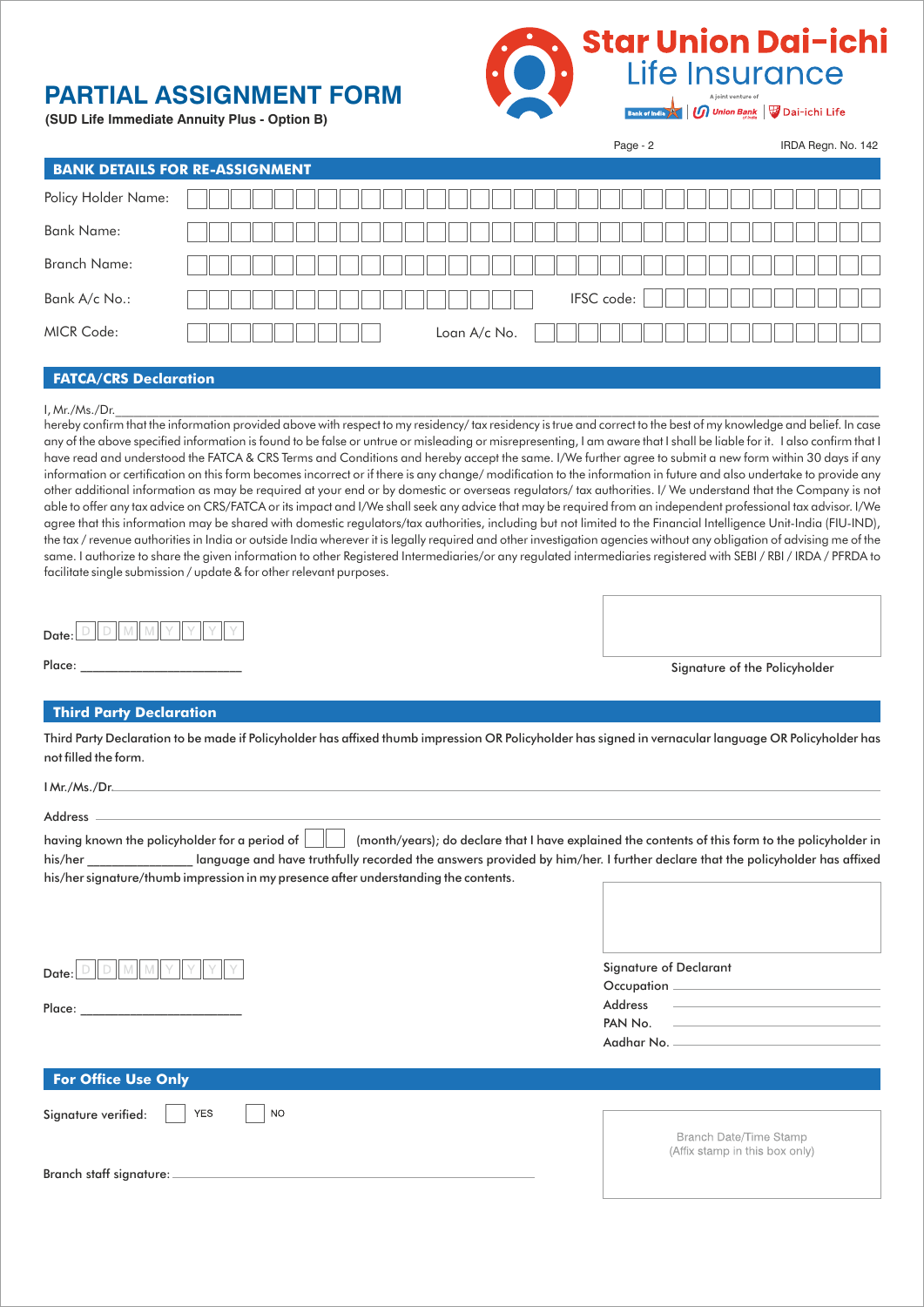# PARTIAL ASSIGNMENT FORM

**(SUD Life Immediate Annuity Plus - Option B)**

Star Union Dai-ichi Life Insurance

A joint venture of Bank of India | Union Bank of India | Dai-ichi Life

IRDA Regn. No. 142

## BANK DETAILS FOR RE-ASSIGNMENT

Policy Holder Name: 

Bank Name: 

Branch Name: 

Bank A/c No.: IFSC code: 

MICR Code: Loan A/c No. 

## FATCA/CRS Declaration

I, Mr./Ms./Dr.\_\_\_\_\_\_\_\_\_\_\_\_\_\_\_\_\_\_\_\_\_\_\_\_\_\_\_\_\_\_\_\_\_\_\_\_\_\_\_\_

hereby confirm that the information provided above with respect to my residency/ tax residency is true and correct to the best of my knowledge and belief. In case any of the above specified information is found to be false or untrue or misleading or misrepresenting, I am aware that I shall be liable for it. I also confirm that I have read and understood the FATCA & CRS Terms and Conditions and hereby accept the same. I/We further agree to submit a new form within 30 days if any information or certification on this form becomes incorrect or if there is any change/ modification to the information in future and also undertake to provide any other additional information as may be required at your end or by domestic or overseas regulators/ tax authorities. I/ We understand that the Company is not able to offer any tax advice on CRS/FATCA or its impact and I/We shall seek any advice that may be required from an independent professional tax advisor. I/We agree that this information may be shared with domestic regulators/tax authorities, including but not limited to the Financial Intelligence Unit-India (FIU-IND), the tax / revenue authorities in India or outside India wherever it is legally required and other investigation agencies without any obligation of advising me of the same. I authorize to share the given information to other Registered Intermediaries/or any regulated intermediaries registered with SEBI / RBI / IRDA / PFRDA to facilitate single submission / update & for other relevant purposes.

Date: D D M M Y Y Y Y

Place: \_\_\_\_\_\_\_\_\_\_\_\_\_\_\_\_\_\_\_\_\_\_

Signature of the Policyholder

## Third Party Declaration

Third Party Declaration to be made if Policyholder has affixed thumb impression OR Policyholder has signed in vernacular language OR Policyholder has not filled the form.

I Mr./Ms./Dr.\_\_\_\_\_\_\_\_\_\_\_\_\_\_\_\_\_\_\_\_\_\_\_\_\_\_\_\_\_\_\_\_\_\_\_\_\_\_\_\_

Address \_\_\_\_\_\_\_\_\_\_\_\_\_\_\_\_\_\_\_\_\_\_\_\_\_\_\_\_\_\_\_\_\_\_\_\_\_\_\_\_

having known the policyholder for a period of ☐☐ (month/years); do declare that I have explained the contents of this form to the policyholder in his/her \_\_\_\_\_\_\_\_\_\_\_\_\_\_ language and have truthfully recorded the answers provided by him/her. I further declare that the policyholder has affixed his/her signature/thumb impression in my presence after understanding the contents.

Date: D D M M Y Y Y Y

Place: \_\_\_\_\_\_\_\_\_\_\_\_\_\_\_\_\_\_\_\_\_\_

Signature of Declarant

Occupation \_\_\_\_\_\_\_\_\_\_\_\_\_\_\_\_\_\_

Address \_\_\_\_\_\_\_\_\_\_\_\_\_\_\_\_\_\_

PAN No. \_\_\_\_\_\_\_\_\_\_\_\_\_\_\_\_\_\_

Aadhar No. \_\_\_\_\_\_\_\_\_\_\_\_\_\_\_\_\_\_

## For Office Use Only

Signature verified: ☐ YES ☐ NO

Branch staff signature: \_\_\_\_\_\_\_\_\_\_\_\_\_\_\_\_\_\_\_\_\_\_\_\_\_\_\_\_\_\_\_\_

Branch Date/Time Stamp
(Affix stamp in this box only)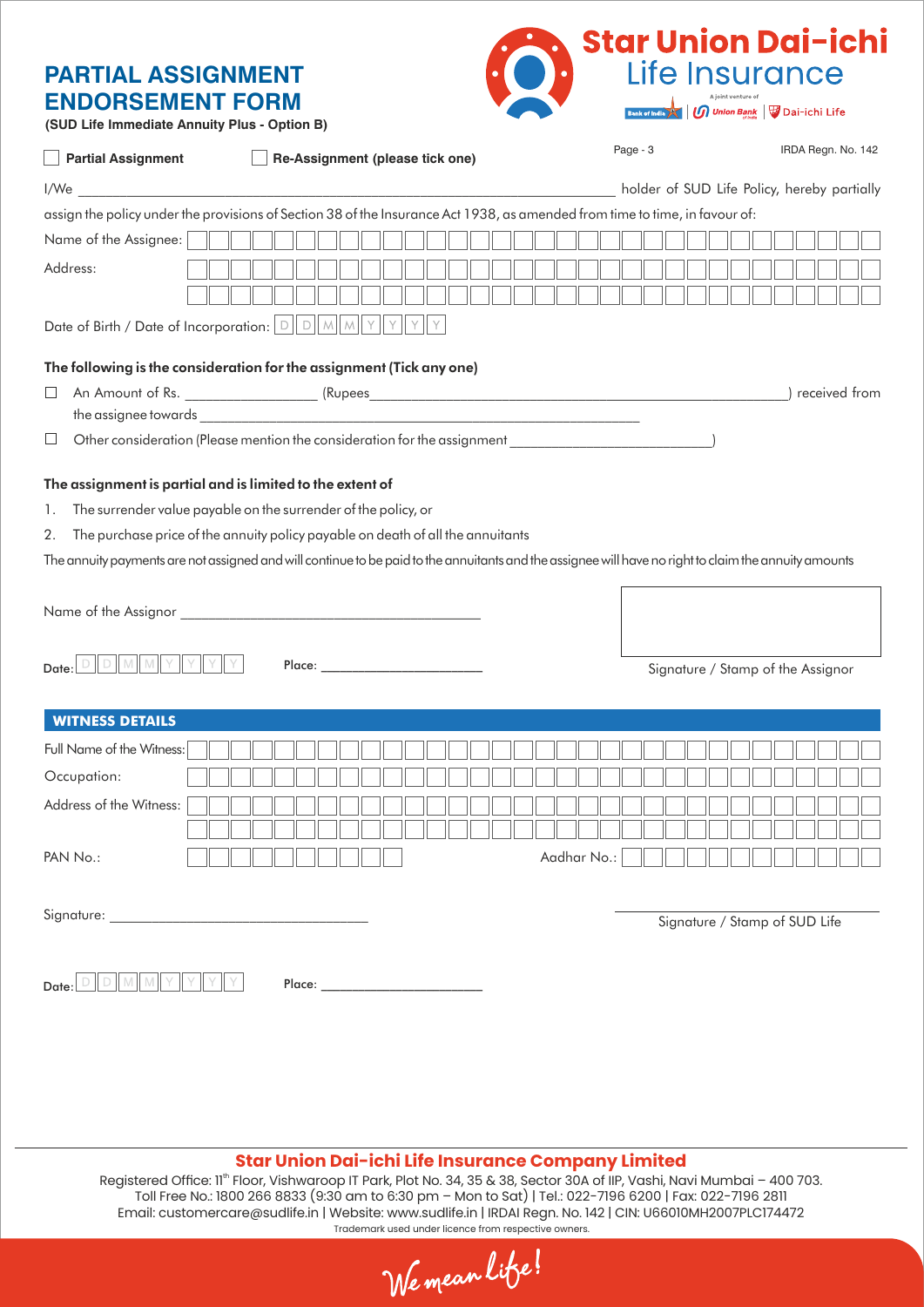# PARTIAL ASSIGNMENT ENDORSEMENT FORM

**(SUD Life Immediate Annuity Plus - Option B)**

Star Union Dai-ichi Life Insurance

A joint venture of Bank of India | Union Bank of India | Dai-ichi Life

IRDA Regn. No. 142

☐ **Partial Assignment** ☐ **Re-Assignment (please tick one)**

I/We ______________________________________ holder of SUD Life Policy, hereby partially assign the policy under the provisions of Section 38 of the Insurance Act 1938, as amended from time to time, in favour of:

Name of the Assignee: ______________________________________

Address: ______________________________________

______________________________________

Date of Birth / Date of Incorporation: D D M M Y Y Y Y

**The following is the consideration for the assignment (Tick any one)**

☐ An Amount of Rs. ______________ (Rupees ______________________________________) received from the assignee towards ______________________________________

☐ Other consideration (Please mention the consideration for the assignment ______________________)

**The assignment is partial and is limited to the extent of**

1. The surrender value payable on the surrender of the policy, or
2. The purchase price of the annuity policy payable on death of all the annuitants

The annuity payments are not assigned and will continue to be paid to the annuitants and the assignee will have no right to claim the annuity amounts

Name of the Assignor ______________________________________

Date: D D M M Y Y Y Y Place: ______________________

Signature / Stamp of the Assignor

## WITNESS DETAILS

Full Name of the Witness: ______________________________________

Occupation: ______________________________________

Address of the Witness: ______________________________________

______________________________________

PAN No.: ______________________ Aadhar No.: ______________________

Signature: ______________________________

Signature / Stamp of SUD Life

Date: D D M M Y Y Y Y Place: ______________________

**Star Union Dai-ichi Life Insurance Company Limited**

Registered Office: 11th Floor, Vishwaroop IT Park, Plot No. 34, 35 & 38, Sector 30A of IIP, Vashi, Navi Mumbai – 400 703.
Toll Free No.: 1800 266 8833 (9:30 am to 6:30 pm – Mon to Sat) | Tel.: 022-7196 6200 | Fax: 022-7196 2811
Email: customercare@sudlife.in | Website: www.sudlife.in | IRDAI Regn. No. 142 | CIN: U66010MH2007PLC174472
Trademark used under licence from respective owners.

We mean life!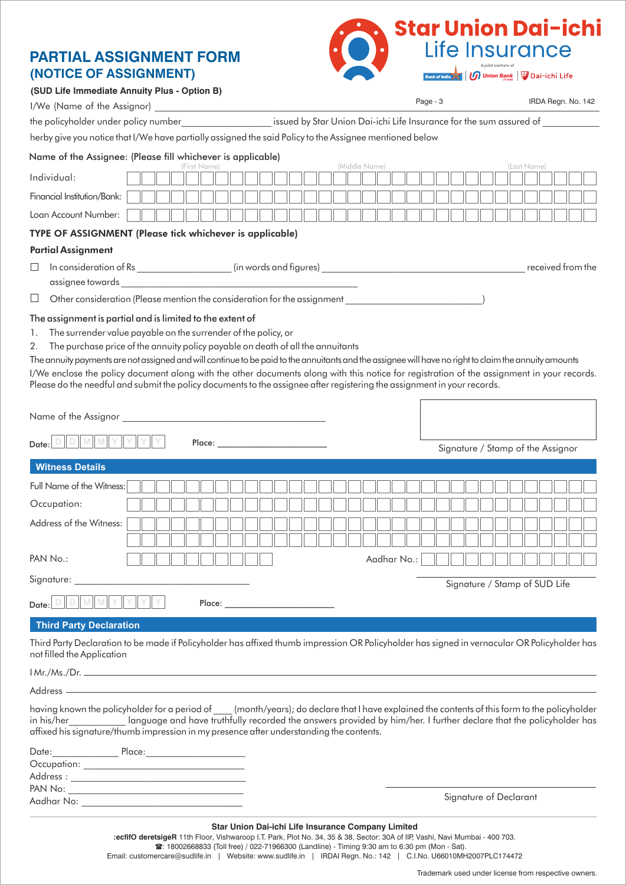# PARTIAL ASSIGNMENT FORM
## (NOTICE OF ASSIGNMENT)

**Star Union Dai-ichi Life Insurance**

A joint venture of Bank of India | Union Bank | Dai-ichi Life

**(SUD Life Immediate Annuity Plus - Option B)**

IRDA Regn. No. 142

I/We (Name of the Assignor) ________________________________________________

the policyholder under policy number_________________ issued by Star Union Dai-ichi Life Insurance for the sum assured of ___________

herby give you notice that I/We have partially assigned the said Policy to the Assignee mentioned below

Name of the Assignee: (Please fill whichever is applicable)

| | (First Name) | (Middle Name) | (Last Name) |
|---|---|---|---|
| Individual: | | | |
| Financial Institution/Bank: | | | |
| Loan Account Number: | | | |

### TYPE OF ASSIGNMENT (Please tick whichever is applicable)

**Partial Assignment**

- ☐ In consideration of Rs __________________ (in words and figures) ________________________________________ received from the assignee towards ________________________________________________
- ☐ Other consideration (Please mention the consideration for the assignment ___________________________)

The assignment is partial and is limited to the extent of

1. The surrender value payable on the surrender of the policy, or
2. The purchase price of the annuity policy payable on death of all the annuitants

The annuity payments are not assigned and will continue to be paid to the annuitants and the assignee will have no right to claim the annuity amounts

I/We enclose the policy document along with the other documents along with this notice for registration of the assignment in your records. Please do the needful and submit the policy documents to the assignee after registering the assignment in your records.

Name of the Assignor ________________________________________

Date: D D M M Y Y Y Y Place: ______________________

Signature / Stamp of the Assignor

### Witness Details

Full Name of the Witness:

Occupation:

Address of the Witness:

PAN No.: Aadhar No.:

Signature: __________________________________

Date: D D M M Y Y Y Y Place: ______________________

Signature / Stamp of SUD Life

### Third Party Declaration

Third Party Declaration to be made if Policyholder has affixed thumb impression OR Policyholder has signed in vernacular OR Policyholder has not filled the Application

I Mr./Ms./Dr. ____________________________________________________________

Address ____________________________________________________________

having known the policyholder for a period of ____ (month/years); do declare that I have explained the contents of this form to the policyholder in his/her___________ language and have truthfully recorded the answers provided by him/her. I further declare that the policyholder has affixed his signature/thumb impression in my presence after understanding the contents.

Date:_____________ Place:___________________

Occupation: _______________________________

Address : _________________________________

PAN No: __________________________________

Aadhar No: _______________________________

Signature of Declarant

**Star Union Dai-ichi Life Insurance Company Limited**

**:ecfifO deretsigeR** 11th Floor, Vishwaroop I.T. Park, Plot No. 34, 35 & 38, Sector: 30A of IIP, Vashi, Navi Mumbai - 400 703.
☎: 18002668833 (Toll free) / 022-71966300 (Landline) - Timing 9:30 am to 6:30 pm (Mon - Sat).
Email: customercare@sudlife.in | Website: www.sudlife.in | IRDAI Regn. No.: 142 | C.I.No. U66010MH2007PLC174472

Trademark used under license from respective owners.